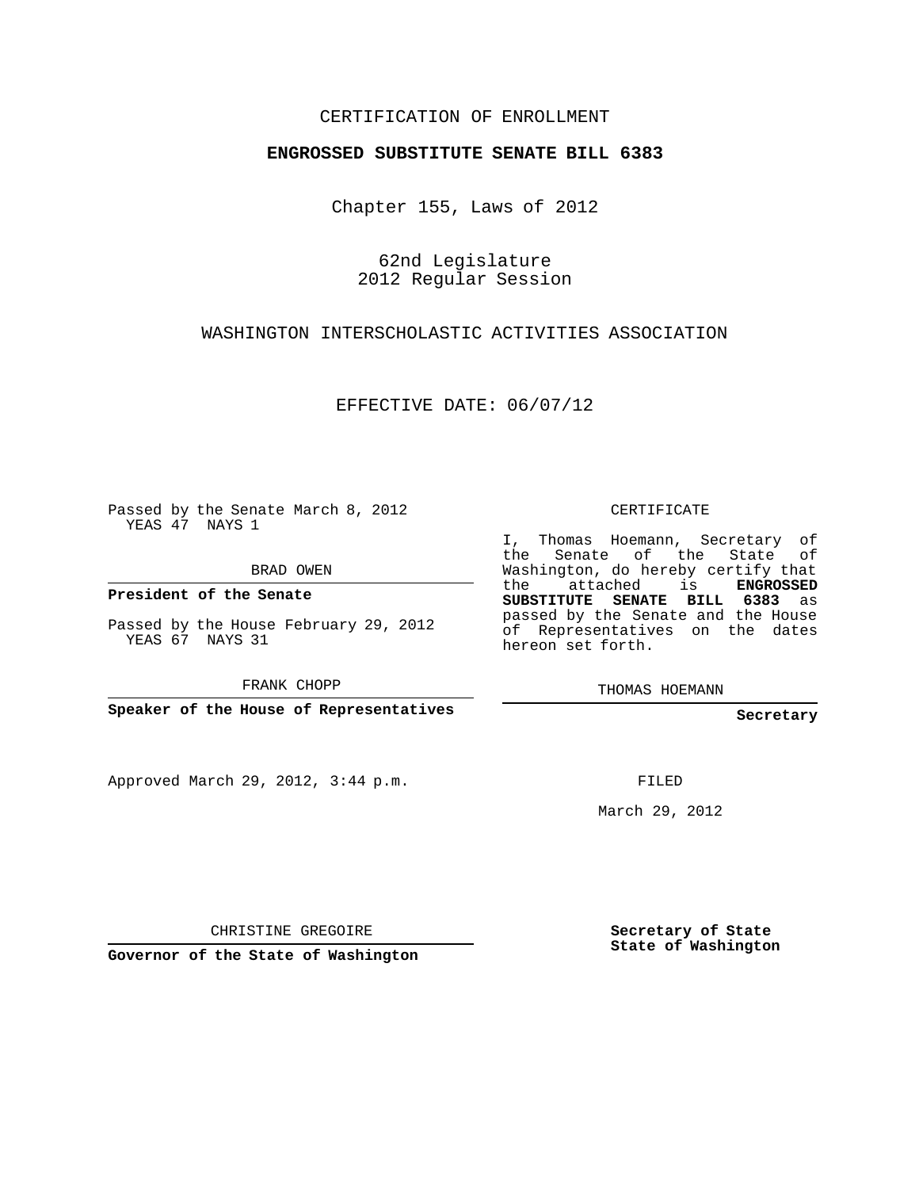CERTIFICATION OF ENROLLMENT

**ENGROSSED SUBSTITUTE SENATE BILL 6383**

Chapter 155, Laws of 2012

62nd Legislature
2012 Regular Session

WASHINGTON INTERSCHOLASTIC ACTIVITIES ASSOCIATION

EFFECTIVE DATE: 06/07/12

Passed by the Senate March 8, 2012
YEAS 47 NAYS 1

BRAD OWEN

**President of the Senate**

Passed by the House February 29, 2012
YEAS 67 NAYS 31

FRANK CHOPP

**Speaker of the House of Representatives**

Approved March 29, 2012, 3:44 p.m.

CHRISTINE GREGOIRE

**Governor of the State of Washington**

CERTIFICATE

I, Thomas Hoemann, Secretary of the Senate of the State of Washington, do hereby certify that the attached is **ENGROSSED SUBSTITUTE SENATE BILL 6383** as passed by the Senate and the House of Representatives on the dates hereon set forth.

THOMAS HOEMANN

**Secretary**

FILED

March 29, 2012

**Secretary of State**
**State of Washington**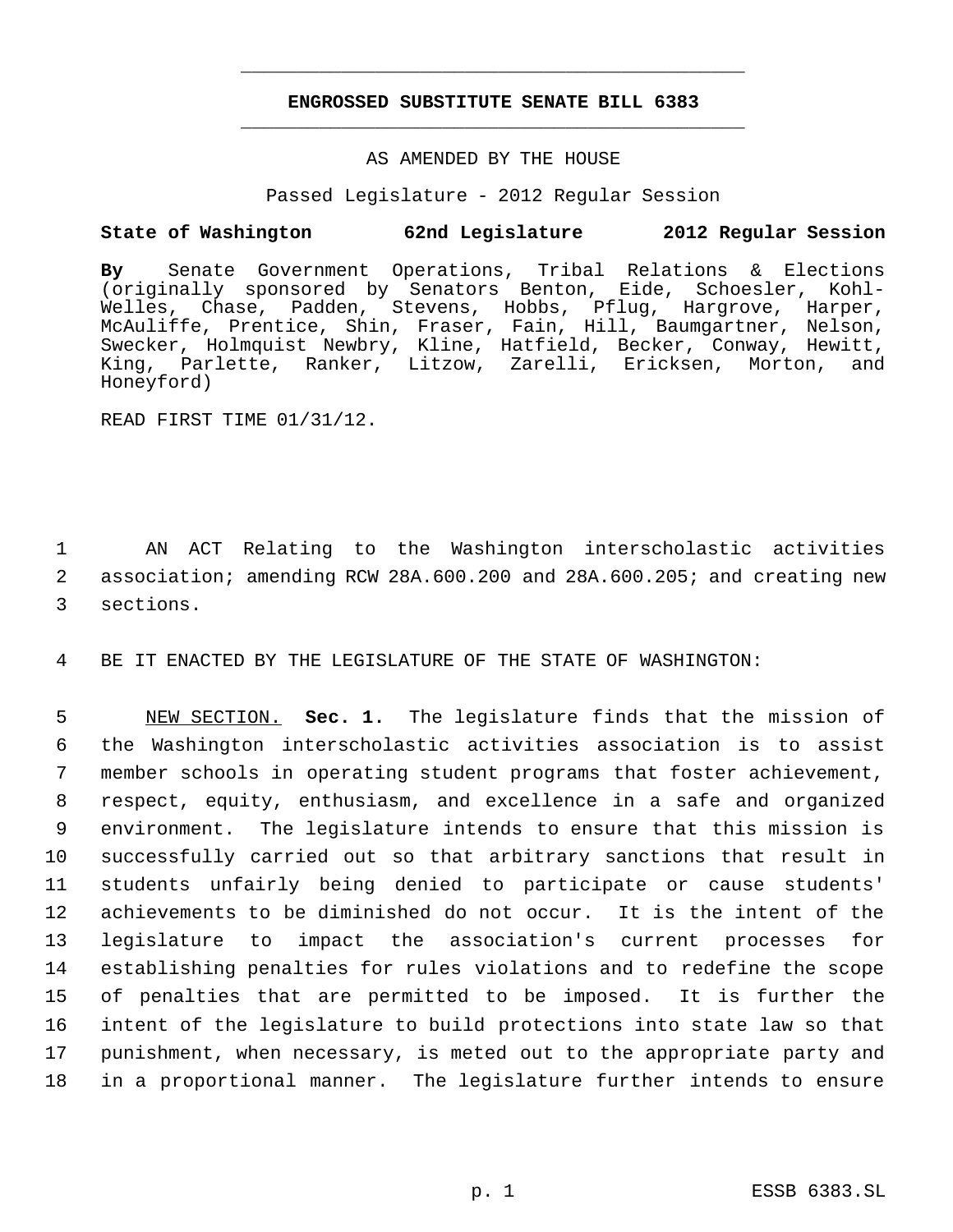**ENGROSSED SUBSTITUTE SENATE BILL 6383**

AS AMENDED BY THE HOUSE

Passed Legislature - 2012 Regular Session

**State of Washington 62nd Legislature 2012 Regular Session**

**By** Senate Government Operations, Tribal Relations & Elections (originally sponsored by Senators Benton, Eide, Schoesler, Kohl-Welles, Chase, Padden, Stevens, Hobbs, Pflug, Hargrove, Harper, McAuliffe, Prentice, Shin, Fraser, Fain, Hill, Baumgartner, Nelson, Swecker, Holmquist Newbry, Kline, Hatfield, Becker, Conway, Hewitt, King, Parlette, Ranker, Litzow, Zarelli, Ericksen, Morton, and Honeyford)

READ FIRST TIME 01/31/12.

AN ACT Relating to the Washington interscholastic activities association; amending RCW 28A.600.200 and 28A.600.205; and creating new sections.

BE IT ENACTED BY THE LEGISLATURE OF THE STATE OF WASHINGTON:

NEW SECTION. **Sec. 1.** The legislature finds that the mission of the Washington interscholastic activities association is to assist member schools in operating student programs that foster achievement, respect, equity, enthusiasm, and excellence in a safe and organized environment. The legislature intends to ensure that this mission is successfully carried out so that arbitrary sanctions that result in students unfairly being denied to participate or cause students' achievements to be diminished do not occur. It is the intent of the legislature to impact the association's current processes for establishing penalties for rules violations and to redefine the scope of penalties that are permitted to be imposed. It is further the intent of the legislature to build protections into state law so that punishment, when necessary, is meted out to the appropriate party and in a proportional manner. The legislature further intends to ensure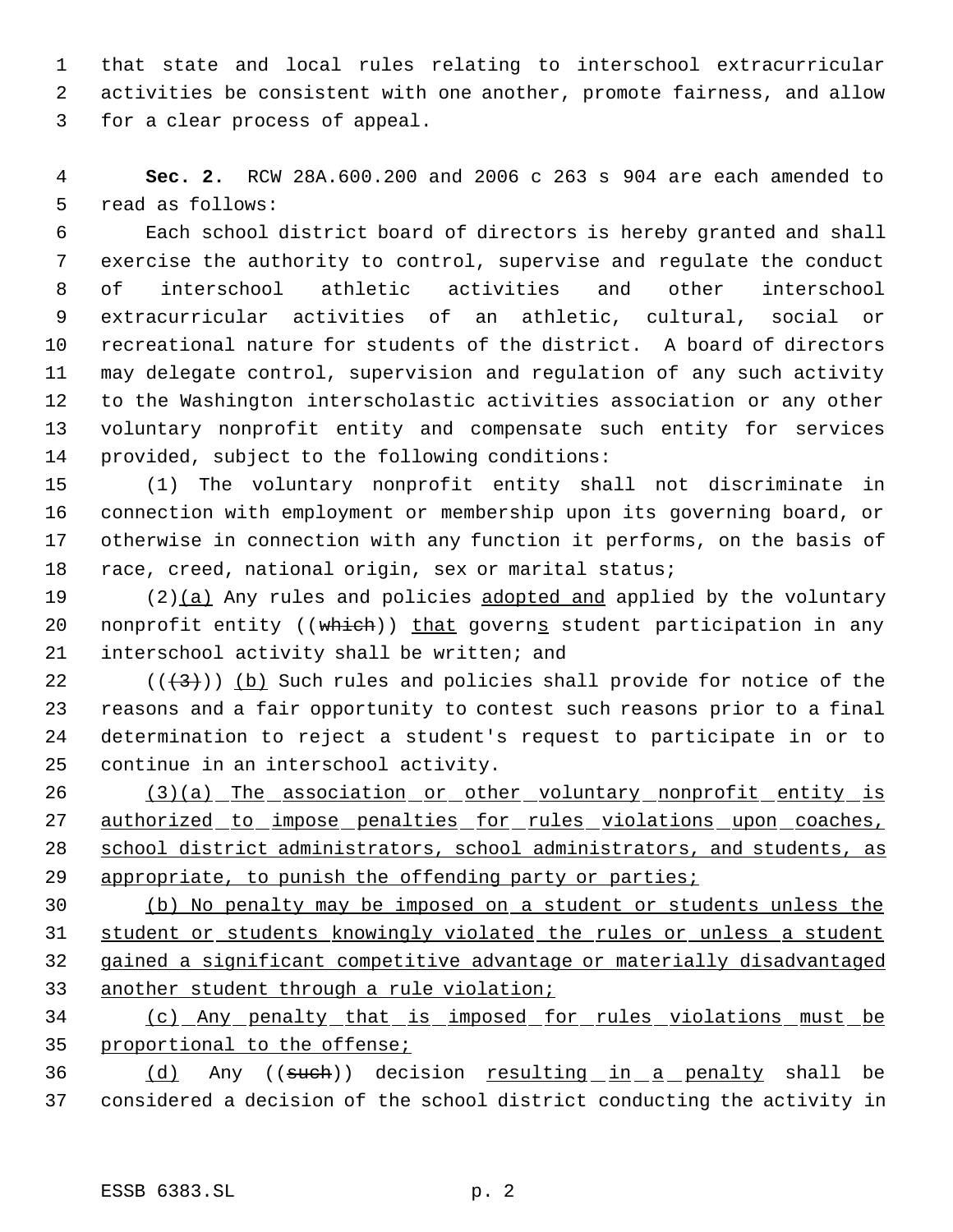that state and local rules relating to interschool extracurricular activities be consistent with one another, promote fairness, and allow for a clear process of appeal.

**Sec. 2.** RCW 28A.600.200 and 2006 c 263 s 904 are each amended to read as follows:

Each school district board of directors is hereby granted and shall exercise the authority to control, supervise and regulate the conduct of interschool athletic activities and other interschool extracurricular activities of an athletic, cultural, social or recreational nature for students of the district. A board of directors may delegate control, supervision and regulation of any such activity to the Washington interscholastic activities association or any other voluntary nonprofit entity and compensate such entity for services provided, subject to the following conditions:

(1) The voluntary nonprofit entity shall not discriminate in connection with employment or membership upon its governing board, or otherwise in connection with any function it performs, on the basis of race, creed, national origin, sex or marital status;

(2)<u>(a)</u> Any rules and policies <u>adopted and</u> applied by the voluntary nonprofit entity ((~~which~~)) <u>that</u> govern<u>s</u> student participation in any interschool activity shall be written; and

((~~(3)~~)) <u>(b)</u> Such rules and policies shall provide for notice of the reasons and a fair opportunity to contest such reasons prior to a final determination to reject a student's request to participate in or to continue in an interschool activity.

<u>(3)(a) The association or other voluntary nonprofit entity is authorized to impose penalties for rules violations upon coaches, school district administrators, school administrators, and students, as appropriate, to punish the offending party or parties;</u>

<u>(b) No penalty may be imposed on a student or students unless the student or students knowingly violated the rules or unless a student gained a significant competitive advantage or materially disadvantaged another student through a rule violation;</u>

<u>(c) Any penalty that is imposed for rules violations must be proportional to the offense;</u>

<u>(d)</u> Any ((~~such~~)) decision <u>resulting in a penalty</u> shall be considered a decision of the school district conducting the activity in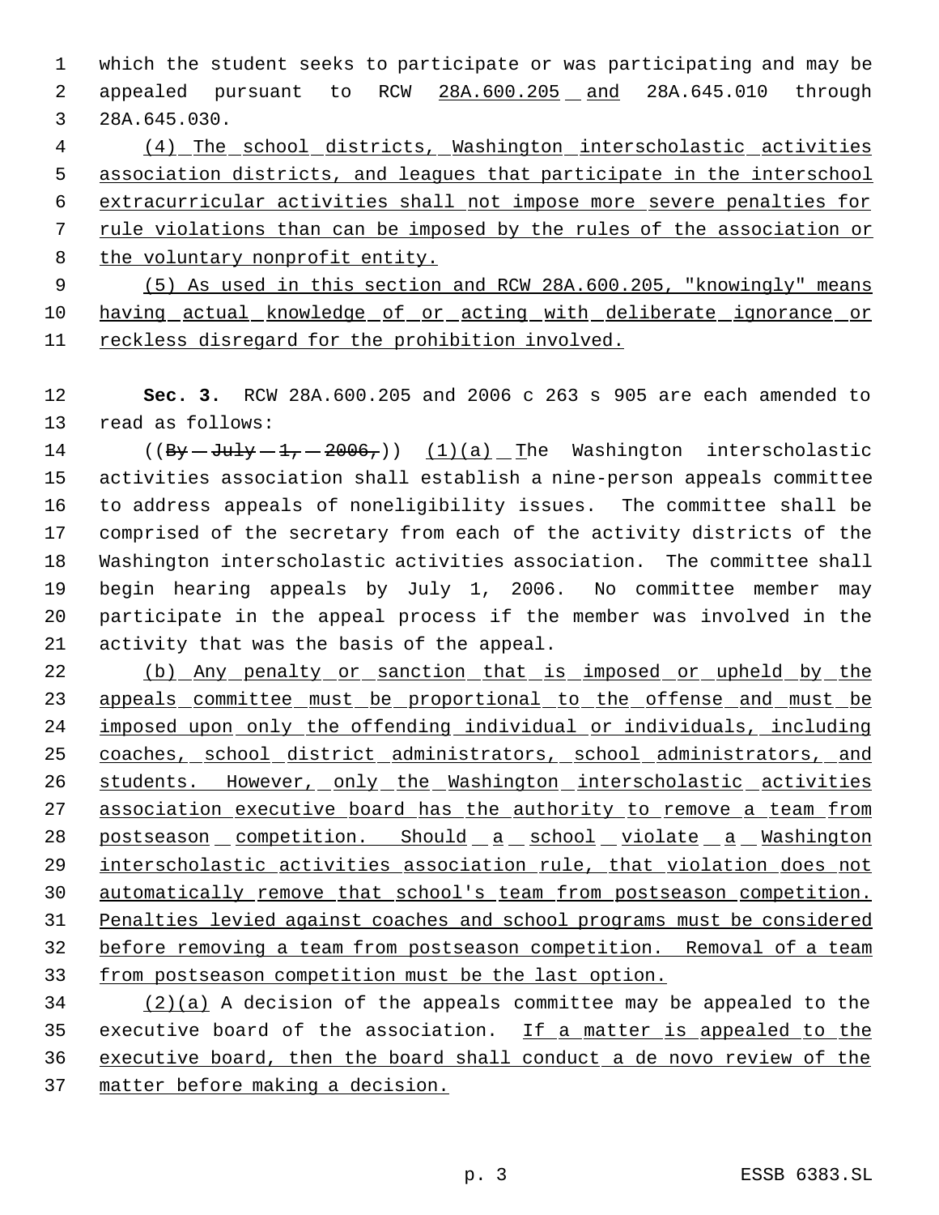which the student seeks to participate or was participating and may be appealed pursuant to RCW 28A.600.205 and 28A.645.010 through 28A.645.030.

(4) The school districts, Washington interscholastic activities association districts, and leagues that participate in the interschool extracurricular activities shall not impose more severe penalties for rule violations than can be imposed by the rules of the association or the voluntary nonprofit entity.

(5) As used in this section and RCW 28A.600.205, "knowingly" means having actual knowledge of or acting with deliberate ignorance or reckless disregard for the prohibition involved.

**Sec. 3.** RCW 28A.600.205 and 2006 c 263 s 905 are each amended to read as follows:

((~~By July 1, 2006,~~)) (1)(a) The Washington interscholastic activities association shall establish a nine-person appeals committee to address appeals of noneligibility issues. The committee shall be comprised of the secretary from each of the activity districts of the Washington interscholastic activities association. The committee shall begin hearing appeals by July 1, 2006. No committee member may participate in the appeal process if the member was involved in the activity that was the basis of the appeal.

(b) Any penalty or sanction that is imposed or upheld by the appeals committee must be proportional to the offense and must be imposed upon only the offending individual or individuals, including coaches, school district administrators, school administrators, and students. However, only the Washington interscholastic activities association executive board has the authority to remove a team from postseason competition. Should a school violate a Washington interscholastic activities association rule, that violation does not automatically remove that school's team from postseason competition. Penalties levied against coaches and school programs must be considered before removing a team from postseason competition. Removal of a team from postseason competition must be the last option.

(2)(a) A decision of the appeals committee may be appealed to the executive board of the association. If a matter is appealed to the executive board, then the board shall conduct a de novo review of the matter before making a decision.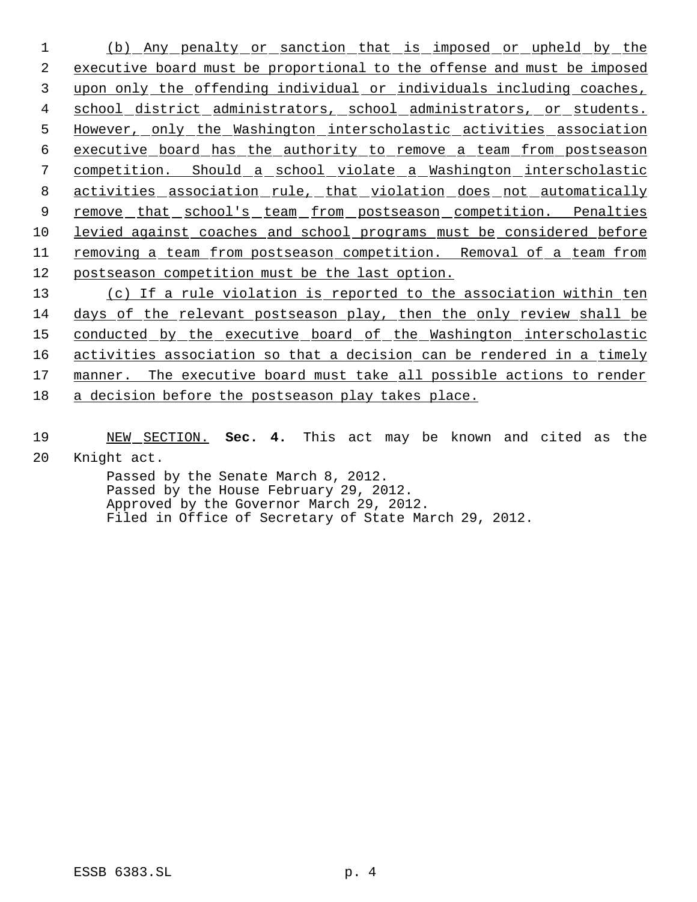(b) Any penalty or sanction that is imposed or upheld by the executive board must be proportional to the offense and must be imposed upon only the offending individual or individuals including coaches, school district administrators, school administrators, or students. However, only the Washington interscholastic activities association executive board has the authority to remove a team from postseason competition. Should a school violate a Washington interscholastic activities association rule, that violation does not automatically remove that school's team from postseason competition. Penalties levied against coaches and school programs must be considered before removing a team from postseason competition. Removal of a team from postseason competition must be the last option.

(c) If a rule violation is reported to the association within ten days of the relevant postseason play, then the only review shall be conducted by the executive board of the Washington interscholastic activities association so that a decision can be rendered in a timely manner. The executive board must take all possible actions to render a decision before the postseason play takes place.

NEW SECTION. **Sec. 4.** This act may be known and cited as the Knight act.

Passed by the Senate March 8, 2012.
Passed by the House February 29, 2012.
Approved by the Governor March 29, 2012.
Filed in Office of Secretary of State March 29, 2012.